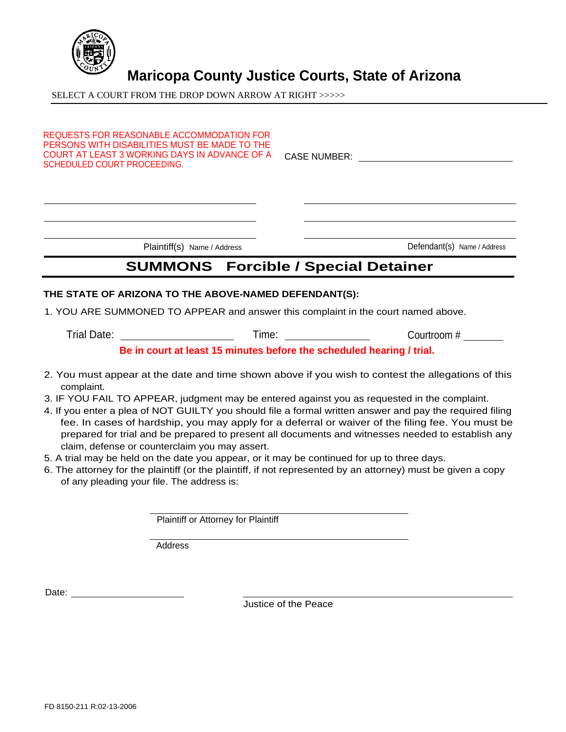# Maricopa County Justice Courts, State of Arizona

SELECT A COURT FROM THE DROP DOWN ARROW AT RIGHT >>>>>

REQUESTS FOR REASONABLE ACCOMMODATION FOR PERSONS WITH DISABILITIES MUST BE MADE TO THE COURT AT LEAST 3 WORKING DAYS IN ADVANCE OF A SCHEDULED COURT PROCEEDING.

CASE NUMBER: ______________________

| | |
|---|---|
| ______________________ | ______________________ |
| ______________________ | ______________________ |
| ______________________ | ______________________ |
| Plaintiff(s) Name / Address | Defendant(s) Name / Address |

## SUMMONS Forcible / Special Detainer

**THE STATE OF ARIZONA TO THE ABOVE-NAMED DEFENDANT(S):**

1. YOU ARE SUMMONED TO APPEAR and answer this complaint in the court named above.

   Trial Date: ______________ Time: ______________ Courtroom # _______

   **Be in court at least 15 minutes before the scheduled hearing / trial.**

2. You must appear at the date and time shown above if you wish to contest the allegations of this complaint.
3. IF YOU FAIL TO APPEAR, judgment may be entered against you as requested in the complaint.
4. If you enter a plea of NOT GUILTY you should file a formal written answer and pay the required filing fee. In cases of hardship, you may apply for a deferral or waiver of the filing fee. You must be prepared for trial and be prepared to present all documents and witnesses needed to establish any claim, defense or counterclaim you may assert.
5. A trial may be held on the date you appear, or it may be continued for up to three days.
6. The attorney for the plaintiff (or the plaintiff, if not represented by an attorney) must be given a copy of any pleading your file. The address is:

______________________________
Plaintiff or Attorney for Plaintiff

______________________________
Address

Date: ______________________

______________________________
Justice of the Peace

FD 8150-211 R:02-13-2006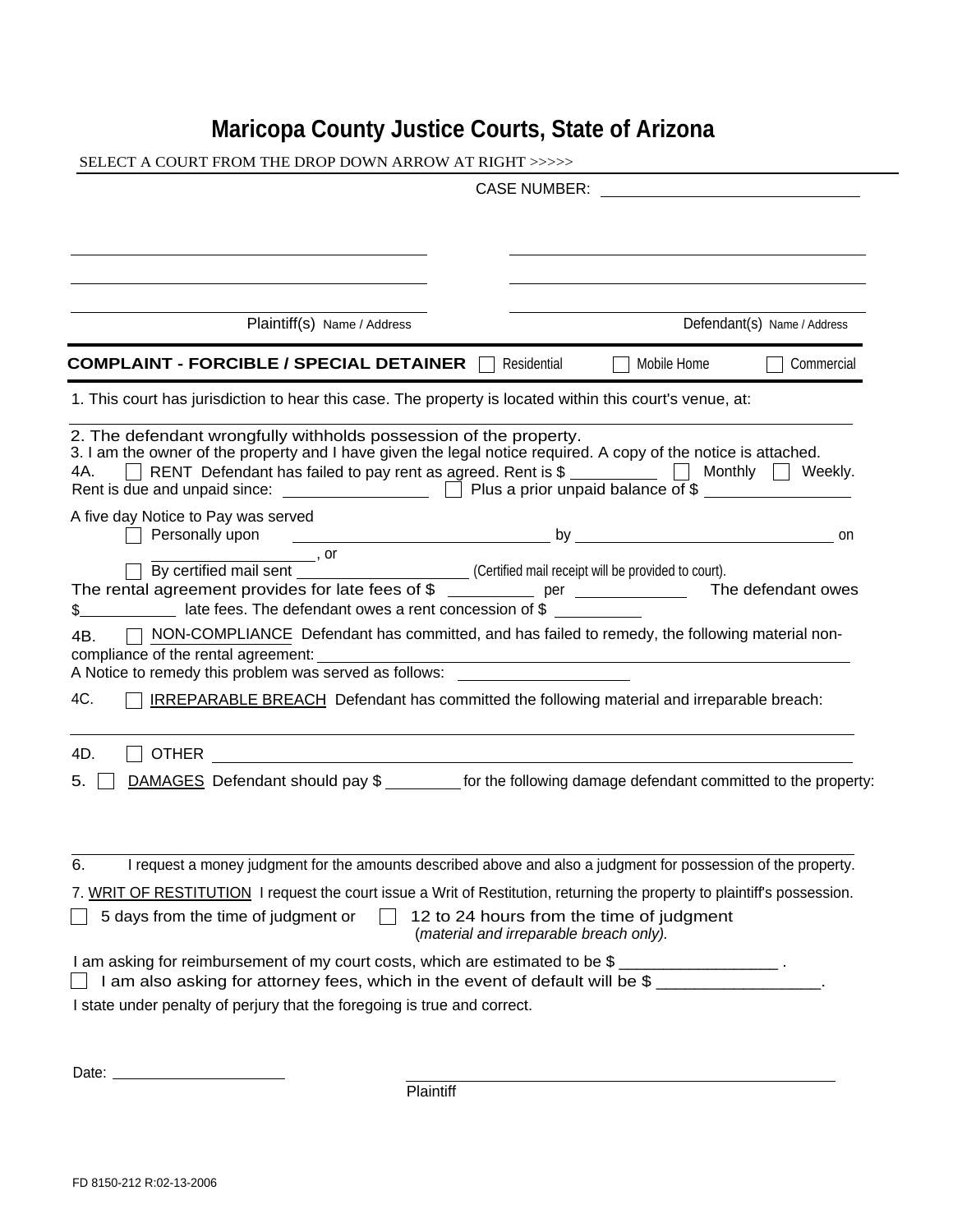# Maricopa County Justice Courts, State of Arizona

SELECT A COURT FROM THE DROP DOWN ARROW AT RIGHT >>>>>

CASE NUMBER: ______________________

| | |
|---|---|
| ______________________ | ______________________ |
| ______________________ | ______________________ |
| ______________________ | ______________________ |
| Plaintiff(s) Name / Address | Defendant(s) Name / Address |

**COMPLAINT - FORCIBLE / SPECIAL DETAINER** ☐ Residential ☐ Mobile Home ☐ Commercial

1. This court has jurisdiction to hear this case. The property is located within this court's venue, at:

______________________

2. The defendant wrongfully withholds possession of the property.

3. I am the owner of the property and I have given the legal notice required. A copy of the notice is attached.

4A. ☐ RENT Defendant has failed to pay rent as agreed. Rent is $ __________ ☐ Monthly ☐ Weekly.
Rent is due and unpaid since: ______________ ☐ Plus a prior unpaid balance of $ ______________

A five day Notice to Pay was served
☐ Personally upon ______________ by ______________ on ______________, or
☐ By certified mail sent ______________ (Certified mail receipt will be provided to court).

The rental agreement provides for late fees of $ __________ per __________ The defendant owes $__________ late fees. The defendant owes a rent concession of $ __________

4B. ☐ NON-COMPLIANCE Defendant has committed, and has failed to remedy, the following material non-compliance of the rental agreement: ______________________
A Notice to remedy this problem was served as follows: ______________

4C. ☐ IRREPARABLE BREACH Defendant has committed the following material and irreparable breach:

______________________

4D. ☐ OTHER ______________________

5. ☐ DAMAGES Defendant should pay $ ________ for the following damage defendant committed to the property:

______________________

6. I request a money judgment for the amounts described above and also a judgment for possession of the property.

7. WRIT OF RESTITUTION I request the court issue a Writ of Restitution, returning the property to plaintiff's possession.

☐ 5 days from the time of judgment or ☐ 12 to 24 hours from the time of judgment
*(material and irreparable breach only).*

I am asking for reimbursement of my court costs, which are estimated to be $ _________________ .
☐ I am also asking for attorney fees, which in the event of default will be $ _________________.

I state under penalty of perjury that the foregoing is true and correct.

Date: ______________ ______________________
Plaintiff

FD 8150-212 R:02-13-2006